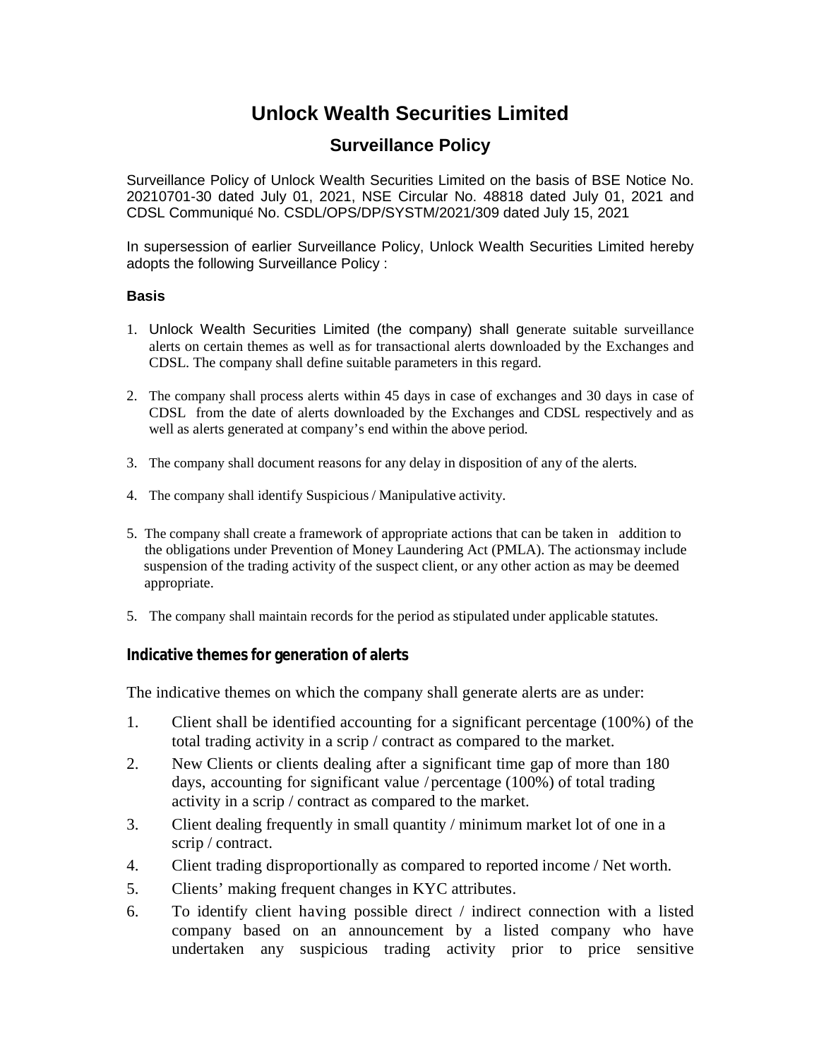# Unlock Wealth Securities Limited

## Surveillance Policy

Surveillance Policy of Unlock Wealth Securities Limited on the basis of BSE Notice No. 20210701-30 dated July 01, 2021, NSE Circular No. 48818 dated July 01, 2021 and CDSL Communiqué No. CSDL/OPS/DP/SYSTM/2021/309 dated July 15, 2021

In supersession of earlier Surveillance Policy, Unlock Wealth Securities Limited hereby adopts the following Surveillance Policy :

### Basis

1. Unlock Wealth Securities Limited (the company) shall generate suitable surveillance alerts on certain themes as well as for transactional alerts downloaded by the Exchanges and CDSL. The company shall define suitable parameters in this regard.
2. The company shall process alerts within 45 days in case of exchanges and 30 days in case of CDSL from the date of alerts downloaded by the Exchanges and CDSL respectively and as well as alerts generated at company's end within the above period.
3. The company shall document reasons for any delay in disposition of any of the alerts.
4. The company shall identify Suspicious / Manipulative activity.
5. The company shall create a framework of appropriate actions that can be taken in addition to the obligations under Prevention of Money Laundering Act (PMLA). The actionsmay include suspension of the trading activity of the suspect client, or any other action as may be deemed appropriate.
5. The company shall maintain records for the period as stipulated under applicable statutes.

### Indicative themes for generation of alerts

The indicative themes on which the company shall generate alerts are as under:

1. Client shall be identified accounting for a significant percentage (100%) of the total trading activity in a scrip / contract as compared to the market.
2. New Clients or clients dealing after a significant time gap of more than 180 days, accounting for significant value / percentage (100%) of total trading activity in a scrip / contract as compared to the market.
3. Client dealing frequently in small quantity / minimum market lot of one in a scrip / contract.
4. Client trading disproportionally as compared to reported income / Net worth.
5. Clients' making frequent changes in KYC attributes.
6. To identify client having possible direct / indirect connection with a listed company based on an announcement by a listed company who have undertaken any suspicious trading activity prior to price sensitive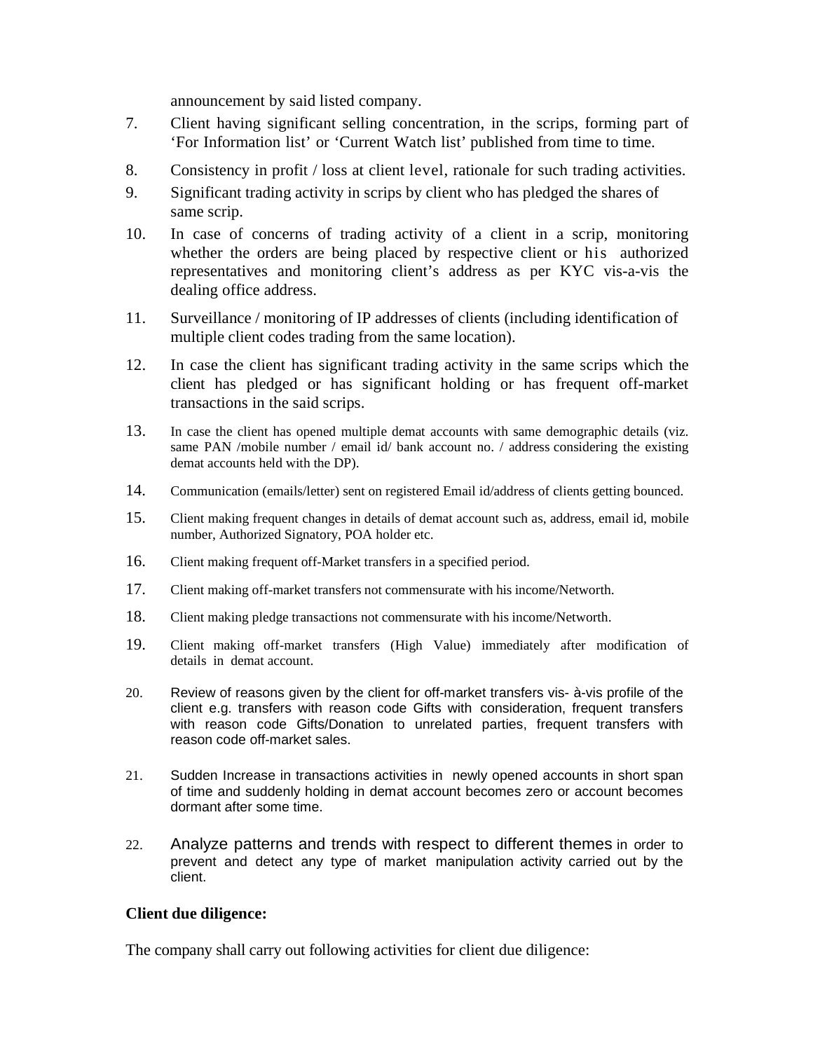announcement by said listed company.

7. Client having significant selling concentration, in the scrips, forming part of 'For Information list' or 'Current Watch list' published from time to time.
8. Consistency in profit / loss at client level, rationale for such trading activities.
9. Significant trading activity in scrips by client who has pledged the shares of same scrip.
10. In case of concerns of trading activity of a client in a scrip, monitoring whether the orders are being placed by respective client or his authorized representatives and monitoring client's address as per KYC vis-a-vis the dealing office address.
11. Surveillance / monitoring of IP addresses of clients (including identification of multiple client codes trading from the same location).
12. In case the client has significant trading activity in the same scrips which the client has pledged or has significant holding or has frequent off-market transactions in the said scrips.
13. In case the client has opened multiple demat accounts with same demographic details (viz. same PAN /mobile number / email id/ bank account no. / address considering the existing demat accounts held with the DP).
14. Communication (emails/letter) sent on registered Email id/address of clients getting bounced.
15. Client making frequent changes in details of demat account such as, address, email id, mobile number, Authorized Signatory, POA holder etc.
16. Client making frequent off-Market transfers in a specified period.
17. Client making off-market transfers not commensurate with his income/Networth.
18. Client making pledge transactions not commensurate with his income/Networth.
19. Client making off-market transfers (High Value) immediately after modification of details in demat account.
20. Review of reasons given by the client for off-market transfers vis- à-vis profile of the client e.g. transfers with reason code Gifts with consideration, frequent transfers with reason code Gifts/Donation to unrelated parties, frequent transfers with reason code off-market sales.
21. Sudden Increase in transactions activities in newly opened accounts in short span of time and suddenly holding in demat account becomes zero or account becomes dormant after some time.
22. Analyze patterns and trends with respect to different themes in order to prevent and detect any type of market manipulation activity carried out by the client.

**Client due diligence:**

The company shall carry out following activities for client due diligence: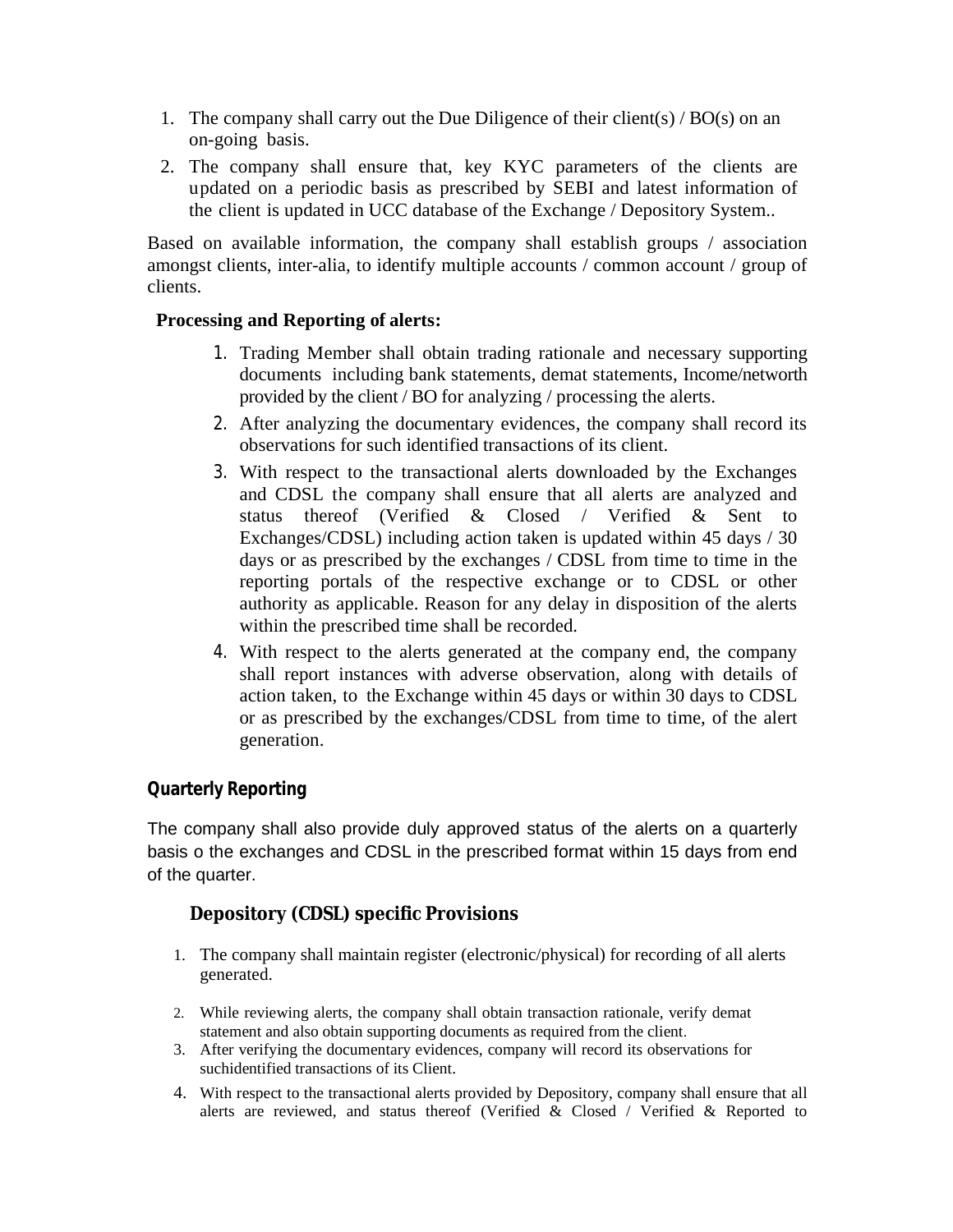1. The company shall carry out the Due Diligence of their client(s) / BO(s) on an on-going basis.
2. The company shall ensure that, key KYC parameters of the clients are updated on a periodic basis as prescribed by SEBI and latest information of the client is updated in UCC database of the Exchange / Depository System..

Based on available information, the company shall establish groups / association amongst clients, inter-alia, to identify multiple accounts / common account / group of clients.

**Processing and Reporting of alerts:**

1. Trading Member shall obtain trading rationale and necessary supporting documents including bank statements, demat statements, Income/networth provided by the client / BO for analyzing / processing the alerts.
2. After analyzing the documentary evidences, the company shall record its observations for such identified transactions of its client.
3. With respect to the transactional alerts downloaded by the Exchanges and CDSL the company shall ensure that all alerts are analyzed and status thereof (Verified & Closed / Verified & Sent to Exchanges/CDSL) including action taken is updated within 45 days / 30 days or as prescribed by the exchanges / CDSL from time to time in the reporting portals of the respective exchange or to CDSL or other authority as applicable. Reason for any delay in disposition of the alerts within the prescribed time shall be recorded.
4. With respect to the alerts generated at the company end, the company shall report instances with adverse observation, along with details of action taken, to the Exchange within 45 days or within 30 days to CDSL or as prescribed by the exchanges/CDSL from time to time, of the alert generation.

**Quarterly Reporting**

The company shall also provide duly approved status of the alerts on a quarterly basis o the exchanges and CDSL in the prescribed format within 15 days from end of the quarter.

### Depository (CDSL) specific Provisions

1. The company shall maintain register (electronic/physical) for recording of all alerts generated.
2. While reviewing alerts, the company shall obtain transaction rationale, verify demat statement and also obtain supporting documents as required from the client.
3. After verifying the documentary evidences, company will record its observations for suchidentified transactions of its Client.
4. With respect to the transactional alerts provided by Depository, company shall ensure that all alerts are reviewed, and status thereof (Verified & Closed / Verified & Reported to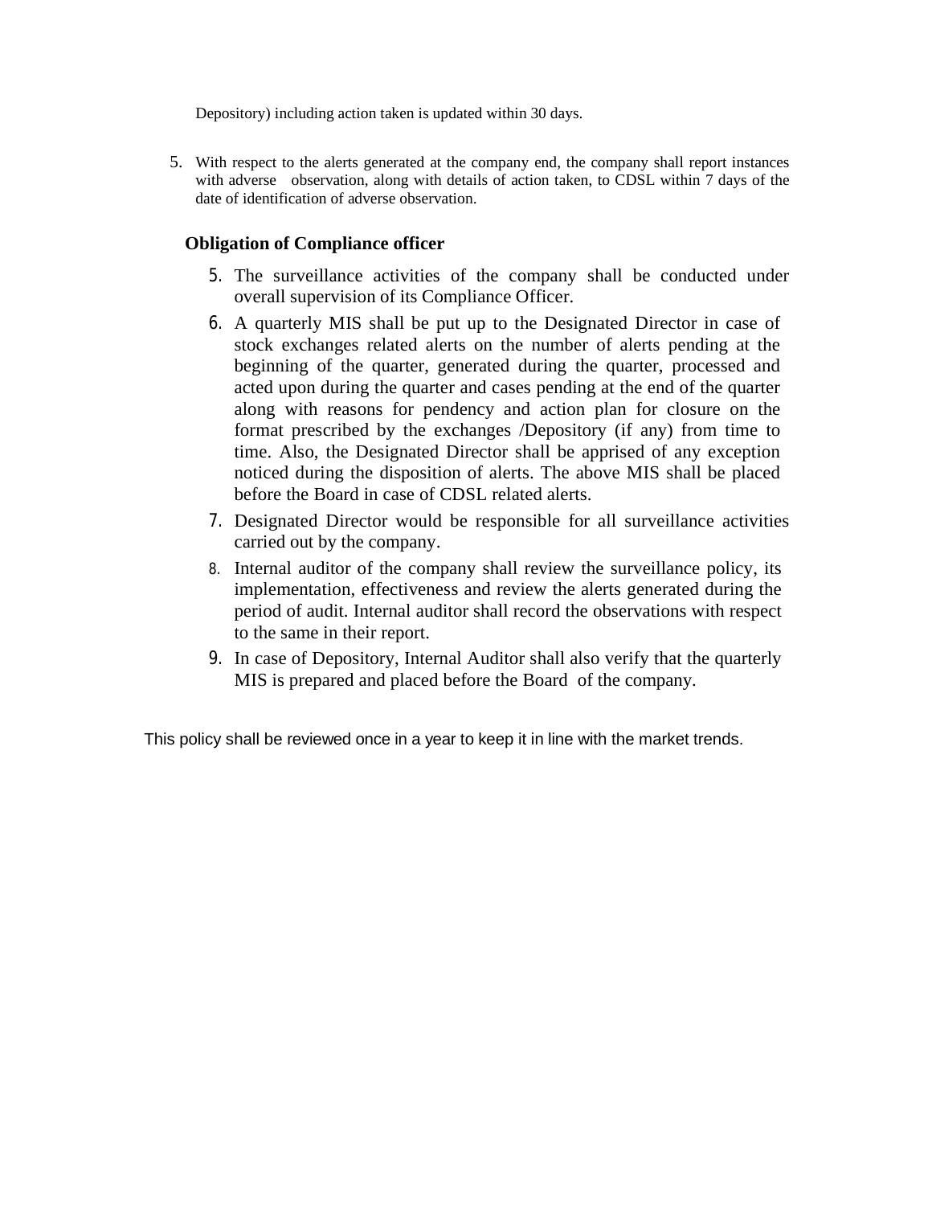Depository) including action taken is updated within 30 days.

5. With respect to the alerts generated at the company end, the company shall report instances with adverse observation, along with details of action taken, to CDSL within 7 days of the date of identification of adverse observation.

**Obligation of Compliance officer**

5. The surveillance activities of the company shall be conducted under overall supervision of its Compliance Officer.
6. A quarterly MIS shall be put up to the Designated Director in case of stock exchanges related alerts on the number of alerts pending at the beginning of the quarter, generated during the quarter, processed and acted upon during the quarter and cases pending at the end of the quarter along with reasons for pendency and action plan for closure on the format prescribed by the exchanges /Depository (if any) from time to time. Also, the Designated Director shall be apprised of any exception noticed during the disposition of alerts. The above MIS shall be placed before the Board in case of CDSL related alerts.
7. Designated Director would be responsible for all surveillance activities carried out by the company.
8. Internal auditor of the company shall review the surveillance policy, its implementation, effectiveness and review the alerts generated during the period of audit. Internal auditor shall record the observations with respect to the same in their report.
9. In case of Depository, Internal Auditor shall also verify that the quarterly MIS is prepared and placed before the Board of the company.

This policy shall be reviewed once in a year to keep it in line with the market trends.